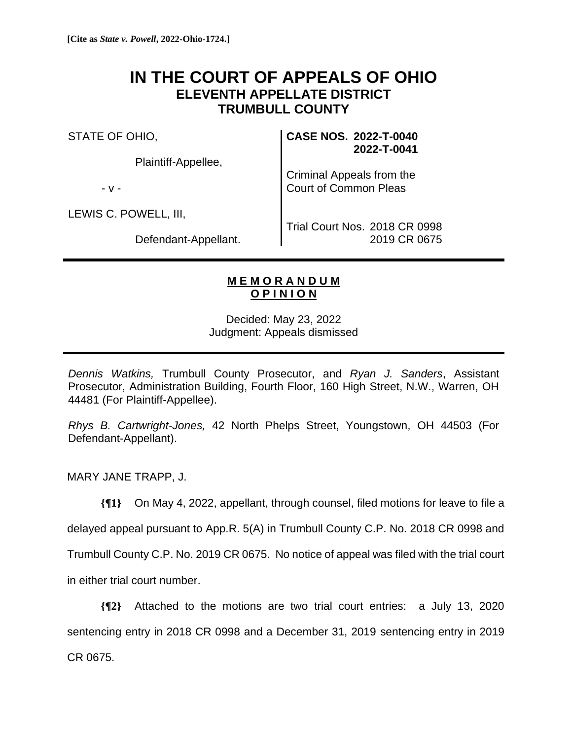**[Cite as *State v. Powell*, 2022-Ohio-1724.]**

# IN THE COURT OF APPEALS OF OHIO
## ELEVENTH APPELLATE DISTRICT
## TRUMBULL COUNTY

| | |
|---|---|
| STATE OF OHIO,<br><br>Plaintiff-Appellee,<br><br>- v -<br><br>LEWIS C. POWELL, III,<br><br>Defendant-Appellant. | **CASE NOS. 2022-T-0040**<br>**2022-T-0041**<br><br>Criminal Appeals from the<br>Court of Common Pleas<br><br>Trial Court Nos. 2018 CR 0998<br>2019 CR 0675 |

**M E M O R A N D U M**
**O P I N I O N**

Decided: May 23, 2022
Judgment: Appeals dismissed

*Dennis Watkins,* Trumbull County Prosecutor, and *Ryan J. Sanders*, Assistant Prosecutor, Administration Building, Fourth Floor, 160 High Street, N.W., Warren, OH 44481 (For Plaintiff-Appellee).

*Rhys B. Cartwright-Jones,* 42 North Phelps Street, Youngstown, OH 44503 (For Defendant-Appellant).

MARY JANE TRAPP, J.

**{¶1}** On May 4, 2022, appellant, through counsel, filed motions for leave to file a delayed appeal pursuant to App.R. 5(A) in Trumbull County C.P. No. 2018 CR 0998 and Trumbull County C.P. No. 2019 CR 0675. No notice of appeal was filed with the trial court in either trial court number.

**{¶2}** Attached to the motions are two trial court entries: a July 13, 2020 sentencing entry in 2018 CR 0998 and a December 31, 2019 sentencing entry in 2019 CR 0675.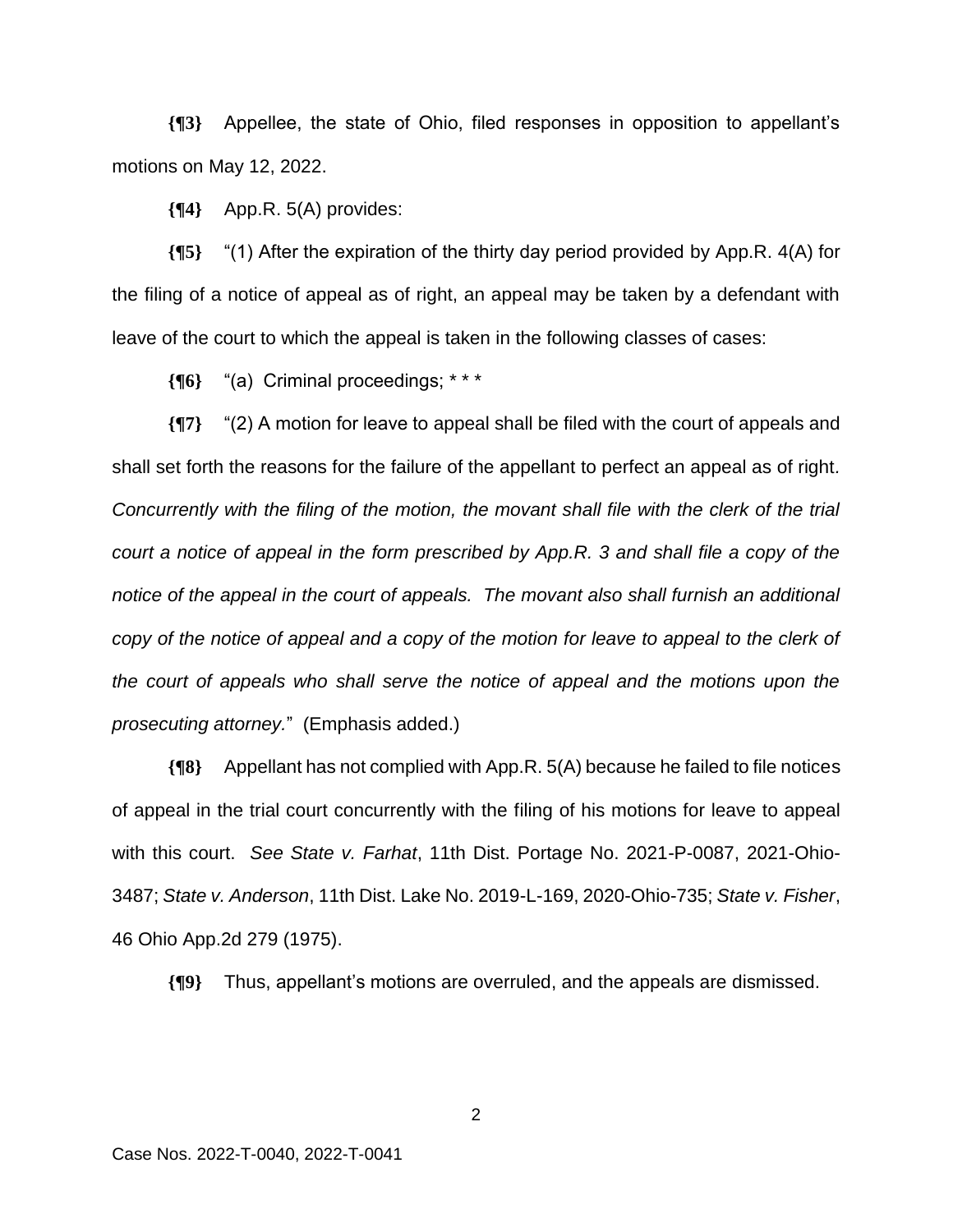**{¶3}** Appellee, the state of Ohio, filed responses in opposition to appellant's motions on May 12, 2022.

**{¶4}** App.R. 5(A) provides:

**{¶5}** "(1) After the expiration of the thirty day period provided by App.R. 4(A) for the filing of a notice of appeal as of right, an appeal may be taken by a defendant with leave of the court to which the appeal is taken in the following classes of cases:

**{¶6}** "(a) Criminal proceedings; * * *

**{¶7}** "(2) A motion for leave to appeal shall be filed with the court of appeals and shall set forth the reasons for the failure of the appellant to perfect an appeal as of right. *Concurrently with the filing of the motion, the movant shall file with the clerk of the trial court a notice of appeal in the form prescribed by App.R. 3 and shall file a copy of the notice of the appeal in the court of appeals. The movant also shall furnish an additional copy of the notice of appeal and a copy of the motion for leave to appeal to the clerk of the court of appeals who shall serve the notice of appeal and the motions upon the prosecuting attorney.*" (Emphasis added.)

**{¶8}** Appellant has not complied with App.R. 5(A) because he failed to file notices of appeal in the trial court concurrently with the filing of his motions for leave to appeal with this court. *See State v. Farhat*, 11th Dist. Portage No. 2021-P-0087, 2021-Ohio-3487; *State v. Anderson*, 11th Dist. Lake No. 2019-L-169, 2020-Ohio-735; *State v. Fisher*, 46 Ohio App.2d 279 (1975).

**{¶9}** Thus, appellant's motions are overruled, and the appeals are dismissed.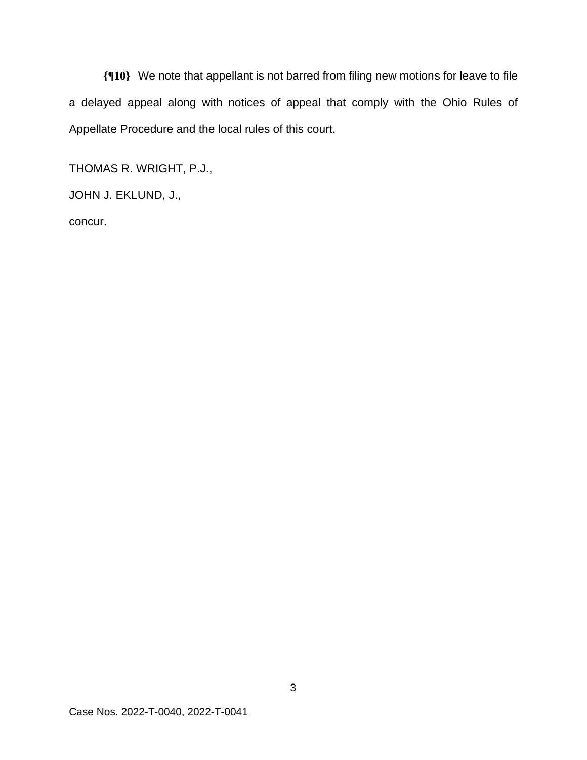**{¶10}** We note that appellant is not barred from filing new motions for leave to file a delayed appeal along with notices of appeal that comply with the Ohio Rules of Appellate Procedure and the local rules of this court.

THOMAS R. WRIGHT, P.J.,

JOHN J. EKLUND, J.,

concur.